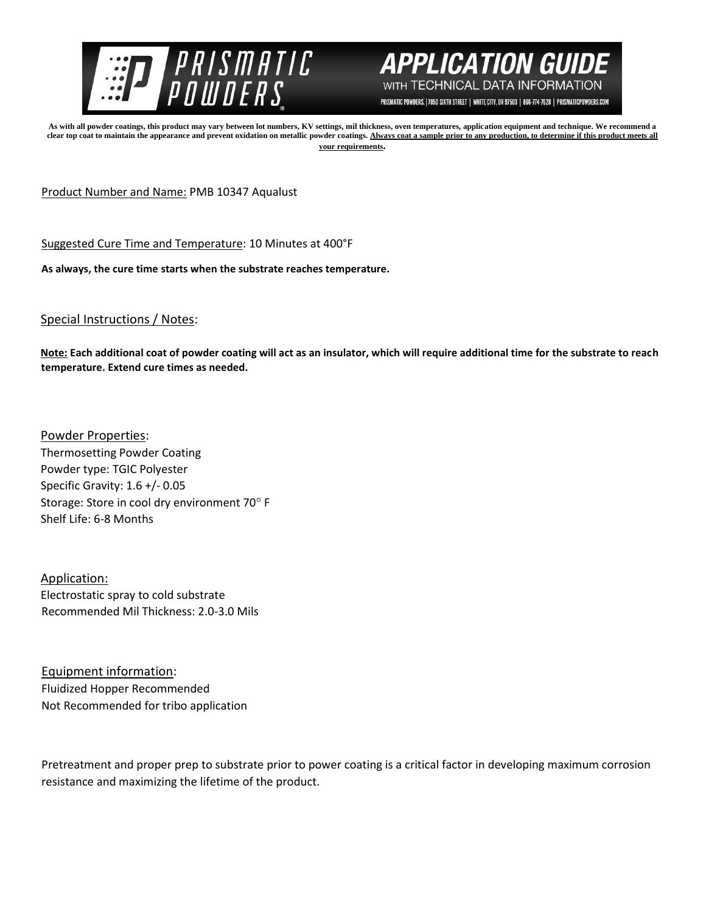# PRISMATIC POWDERS

## APPLICATION GUIDE

WITH TECHNICAL DATA INFORMATION

PRISMATIC POWDERS. | 7050 SIXTH STREET | WHITE CITY, OR 97503 | 866-774-7628 | PRISMATICPOWDERS.COM

**As with all powder coatings, this product may vary between lot numbers, KV settings, mil thickness, oven temperatures, application equipment and technique. We recommend a clear top coat to maintain the appearance and prevent oxidation on metallic powder coatings. Always coat a sample prior to any production, to determine if this product meets all your requirements.**

Product Number and Name: PMB 10347 Aqualust

Suggested Cure Time and Temperature: 10 Minutes at 400°F

**As always, the cure time starts when the substrate reaches temperature.**

Special Instructions / Notes:

**Note: Each additional coat of powder coating will act as an insulator, which will require additional time for the substrate to reach temperature. Extend cure times as needed.**

Powder Properties:
Thermosetting Powder Coating
Powder type: TGIC Polyester
Specific Gravity: 1.6 +/- 0.05
Storage: Store in cool dry environment 70° F
Shelf Life: 6-8 Months

Application:
Electrostatic spray to cold substrate
Recommended Mil Thickness: 2.0-3.0 Mils

Equipment information:
Fluidized Hopper Recommended
Not Recommended for tribo application

Pretreatment and proper prep to substrate prior to power coating is a critical factor in developing maximum corrosion resistance and maximizing the lifetime of the product.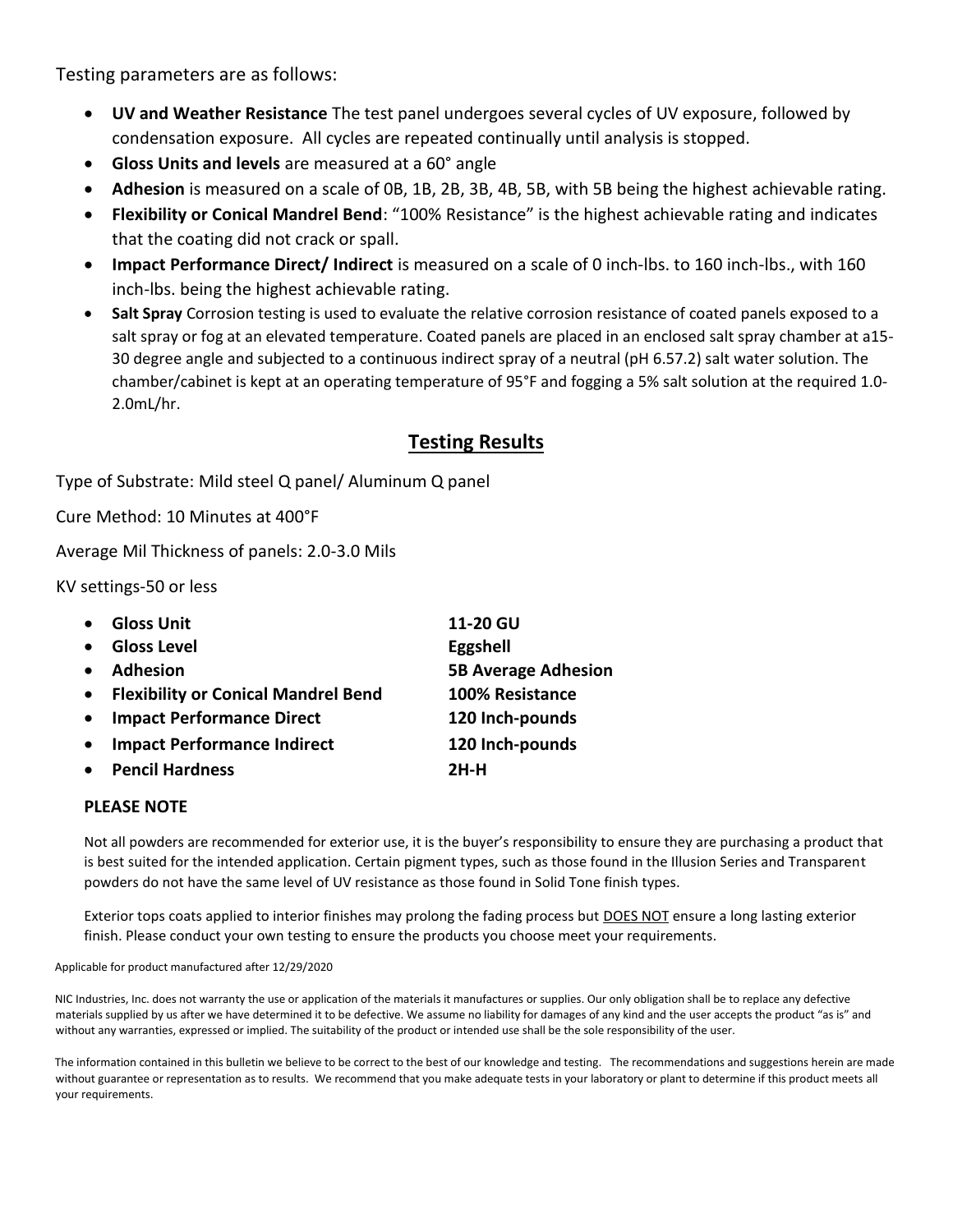Testing parameters are as follows:

- **UV and Weather Resistance** The test panel undergoes several cycles of UV exposure, followed by condensation exposure. All cycles are repeated continually until analysis is stopped.
- **Gloss Units and levels** are measured at a 60° angle
- **Adhesion** is measured on a scale of 0B, 1B, 2B, 3B, 4B, 5B, with 5B being the highest achievable rating.
- **Flexibility or Conical Mandrel Bend**: "100% Resistance" is the highest achievable rating and indicates that the coating did not crack or spall.
- **Impact Performance Direct/ Indirect** is measured on a scale of 0 inch-lbs. to 160 inch-lbs., with 160 inch-lbs. being the highest achievable rating.
- **Salt Spray** Corrosion testing is used to evaluate the relative corrosion resistance of coated panels exposed to a salt spray or fog at an elevated temperature. Coated panels are placed in an enclosed salt spray chamber at a15-30 degree angle and subjected to a continuous indirect spray of a neutral (pH 6.57.2) salt water solution. The chamber/cabinet is kept at an operating temperature of 95°F and fogging a 5% salt solution at the required 1.0-2.0mL/hr.

## Testing Results

Type of Substrate: Mild steel Q panel/ Aluminum Q panel

Cure Method: 10 Minutes at 400°F

Average Mil Thickness of panels: 2.0-3.0 Mils

KV settings-50 or less

| | |
|---|---|
| **Gloss Unit** | **11-20 GU** |
| **Gloss Level** | **Eggshell** |
| **Adhesion** | **5B Average Adhesion** |
| **Flexibility or Conical Mandrel Bend** | **100% Resistance** |
| **Impact Performance Direct** | **120 Inch-pounds** |
| **Impact Performance Indirect** | **120 Inch-pounds** |
| **Pencil Hardness** | **2H-H** |

**PLEASE NOTE**

Not all powders are recommended for exterior use, it is the buyer's responsibility to ensure they are purchasing a product that is best suited for the intended application. Certain pigment types, such as those found in the Illusion Series and Transparent powders do not have the same level of UV resistance as those found in Solid Tone finish types.

Exterior tops coats applied to interior finishes may prolong the fading process but DOES NOT ensure a long lasting exterior finish. Please conduct your own testing to ensure the products you choose meet your requirements.

Applicable for product manufactured after 12/29/2020

NIC Industries, Inc. does not warranty the use or application of the materials it manufactures or supplies. Our only obligation shall be to replace any defective materials supplied by us after we have determined it to be defective. We assume no liability for damages of any kind and the user accepts the product "as is" and without any warranties, expressed or implied. The suitability of the product or intended use shall be the sole responsibility of the user.

The information contained in this bulletin we believe to be correct to the best of our knowledge and testing. The recommendations and suggestions herein are made without guarantee or representation as to results. We recommend that you make adequate tests in your laboratory or plant to determine if this product meets all your requirements.